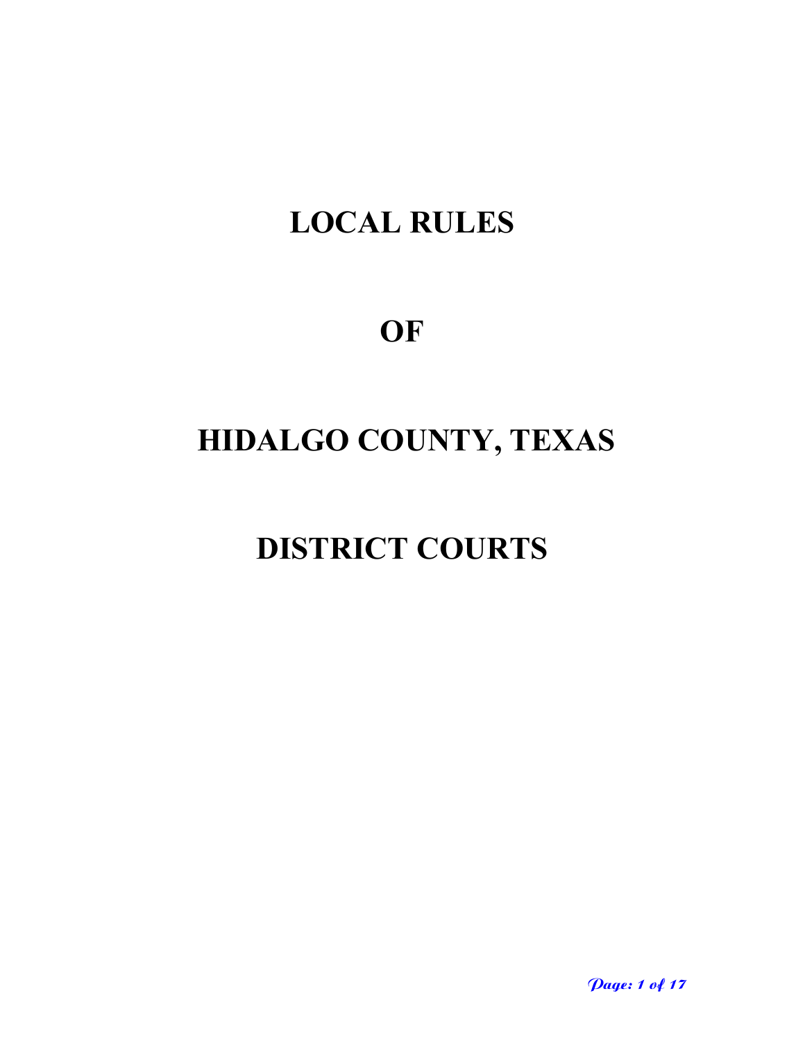# LOCAL RULES

# OF

# HIDALGO COUNTY, TEXAS

# DISTRICT COURTS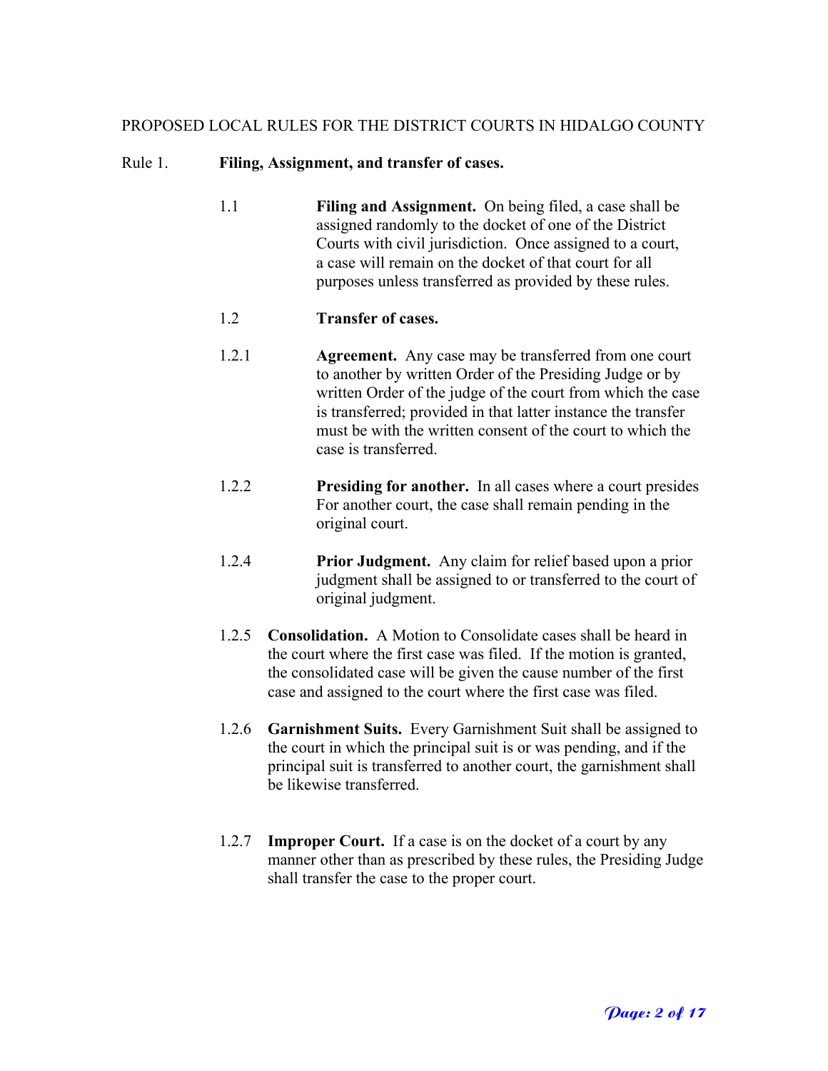PROPOSED LOCAL RULES FOR THE DISTRICT COURTS IN HIDALGO COUNTY

Rule 1. **Filing, Assignment, and transfer of cases.**

1.1 **Filing and Assignment.** On being filed, a case shall be assigned randomly to the docket of one of the District Courts with civil jurisdiction. Once assigned to a court, a case will remain on the docket of that court for all purposes unless transferred as provided by these rules.

1.2 **Transfer of cases.**

1.2.1 **Agreement.** Any case may be transferred from one court to another by written Order of the Presiding Judge or by written Order of the judge of the court from which the case is transferred; provided in that latter instance the transfer must be with the written consent of the court to which the case is transferred.

1.2.2 **Presiding for another.** In all cases where a court presides For another court, the case shall remain pending in the original court.

1.2.4 **Prior Judgment.** Any claim for relief based upon a prior judgment shall be assigned to or transferred to the court of original judgment.

1.2.5 **Consolidation.** A Motion to Consolidate cases shall be heard in the court where the first case was filed. If the motion is granted, the consolidated case will be given the cause number of the first case and assigned to the court where the first case was filed.

1.2.6 **Garnishment Suits.** Every Garnishment Suit shall be assigned to the court in which the principal suit is or was pending, and if the principal suit is transferred to another court, the garnishment shall be likewise transferred.

1.2.7 **Improper Court.** If a case is on the docket of a court by any manner other than as prescribed by these rules, the Presiding Judge shall transfer the case to the proper court.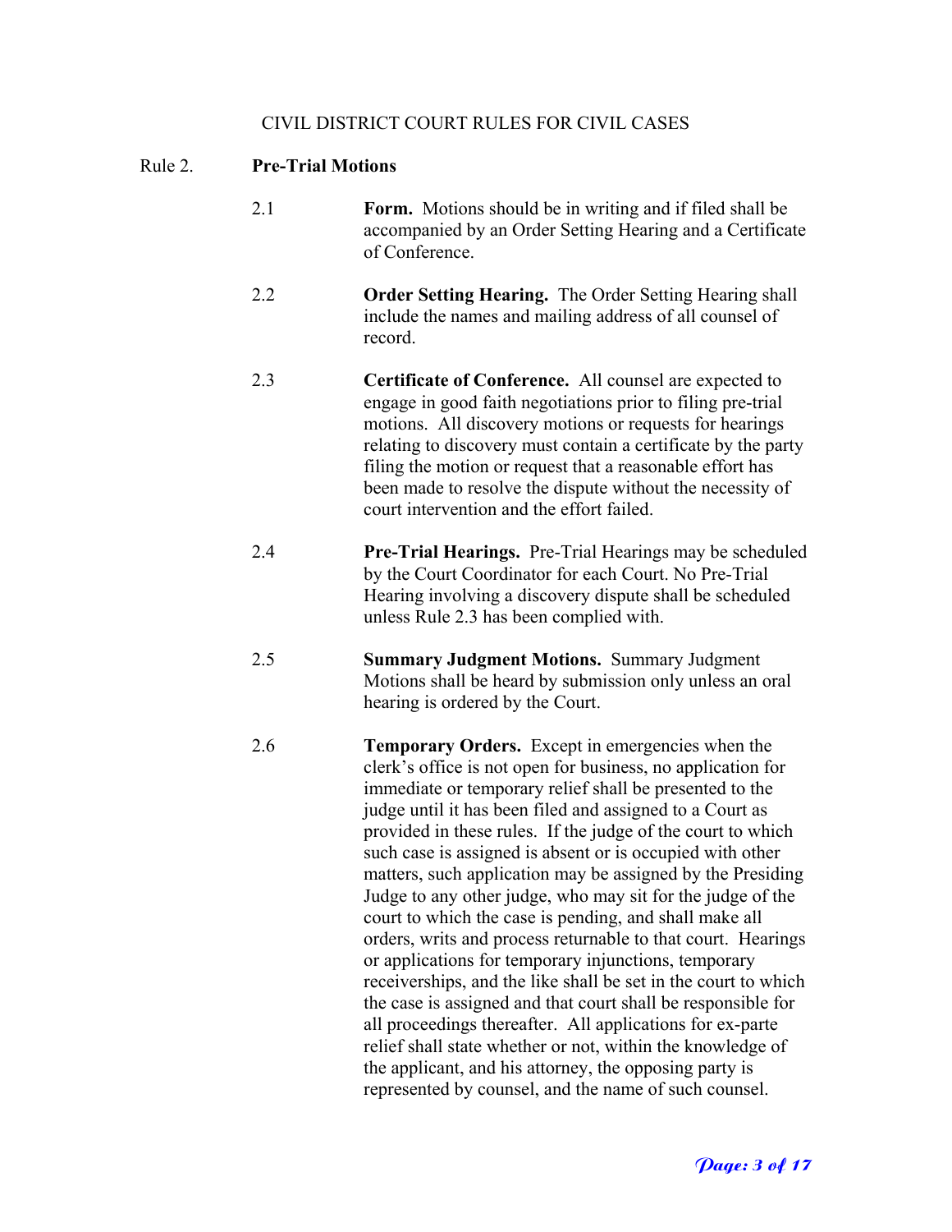CIVIL DISTRICT COURT RULES FOR CIVIL CASES

## Rule 2. Pre-Trial Motions

2.1 **Form.** Motions should be in writing and if filed shall be accompanied by an Order Setting Hearing and a Certificate of Conference.

2.2 **Order Setting Hearing.** The Order Setting Hearing shall include the names and mailing address of all counsel of record.

2.3 **Certificate of Conference.** All counsel are expected to engage in good faith negotiations prior to filing pre-trial motions. All discovery motions or requests for hearings relating to discovery must contain a certificate by the party filing the motion or request that a reasonable effort has been made to resolve the dispute without the necessity of court intervention and the effort failed.

2.4 **Pre-Trial Hearings.** Pre-Trial Hearings may be scheduled by the Court Coordinator for each Court. No Pre-Trial Hearing involving a discovery dispute shall be scheduled unless Rule 2.3 has been complied with.

2.5 **Summary Judgment Motions.** Summary Judgment Motions shall be heard by submission only unless an oral hearing is ordered by the Court.

2.6 **Temporary Orders.** Except in emergencies when the clerk's office is not open for business, no application for immediate or temporary relief shall be presented to the judge until it has been filed and assigned to a Court as provided in these rules. If the judge of the court to which such case is assigned is absent or is occupied with other matters, such application may be assigned by the Presiding Judge to any other judge, who may sit for the judge of the court to which the case is pending, and shall make all orders, writs and process returnable to that court. Hearings or applications for temporary injunctions, temporary receiverships, and the like shall be set in the court to which the case is assigned and that court shall be responsible for all proceedings thereafter. All applications for ex-parte relief shall state whether or not, within the knowledge of the applicant, and his attorney, the opposing party is represented by counsel, and the name of such counsel.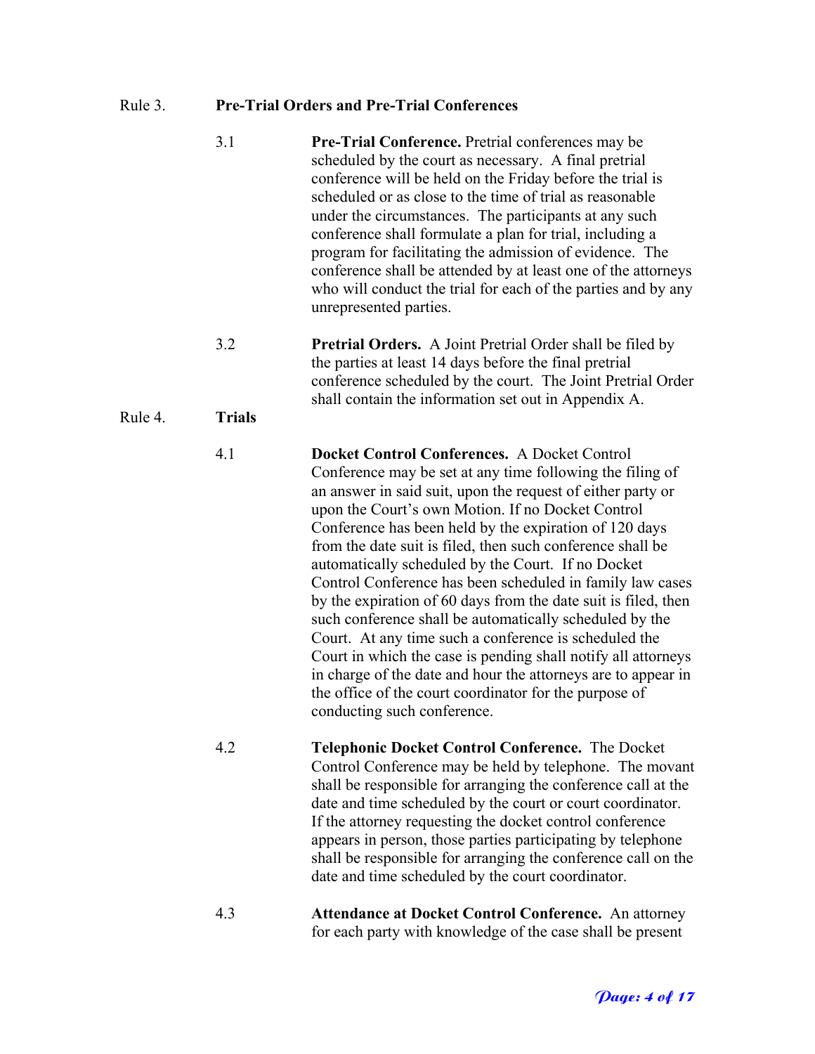## Rule 3. Pre-Trial Orders and Pre-Trial Conferences

3.1 **Pre-Trial Conference.** Pretrial conferences may be scheduled by the court as necessary. A final pretrial conference will be held on the Friday before the trial is scheduled or as close to the time of trial as reasonable under the circumstances. The participants at any such conference shall formulate a plan for trial, including a program for facilitating the admission of evidence. The conference shall be attended by at least one of the attorneys who will conduct the trial for each of the parties and by any unrepresented parties.

3.2 **Pretrial Orders.** A Joint Pretrial Order shall be filed by the parties at least 14 days before the final pretrial conference scheduled by the court. The Joint Pretrial Order shall contain the information set out in Appendix A.

## Rule 4. Trials

4.1 **Docket Control Conferences.** A Docket Control Conference may be set at any time following the filing of an answer in said suit, upon the request of either party or upon the Court's own Motion. If no Docket Control Conference has been held by the expiration of 120 days from the date suit is filed, then such conference shall be automatically scheduled by the Court. If no Docket Control Conference has been scheduled in family law cases by the expiration of 60 days from the date suit is filed, then such conference shall be automatically scheduled by the Court. At any time such a conference is scheduled the Court in which the case is pending shall notify all attorneys in charge of the date and hour the attorneys are to appear in the office of the court coordinator for the purpose of conducting such conference.

4.2 **Telephonic Docket Control Conference.** The Docket Control Conference may be held by telephone. The movant shall be responsible for arranging the conference call at the date and time scheduled by the court or court coordinator. If the attorney requesting the docket control conference appears in person, those parties participating by telephone shall be responsible for arranging the conference call on the date and time scheduled by the court coordinator.

4.3 **Attendance at Docket Control Conference.** An attorney for each party with knowledge of the case shall be present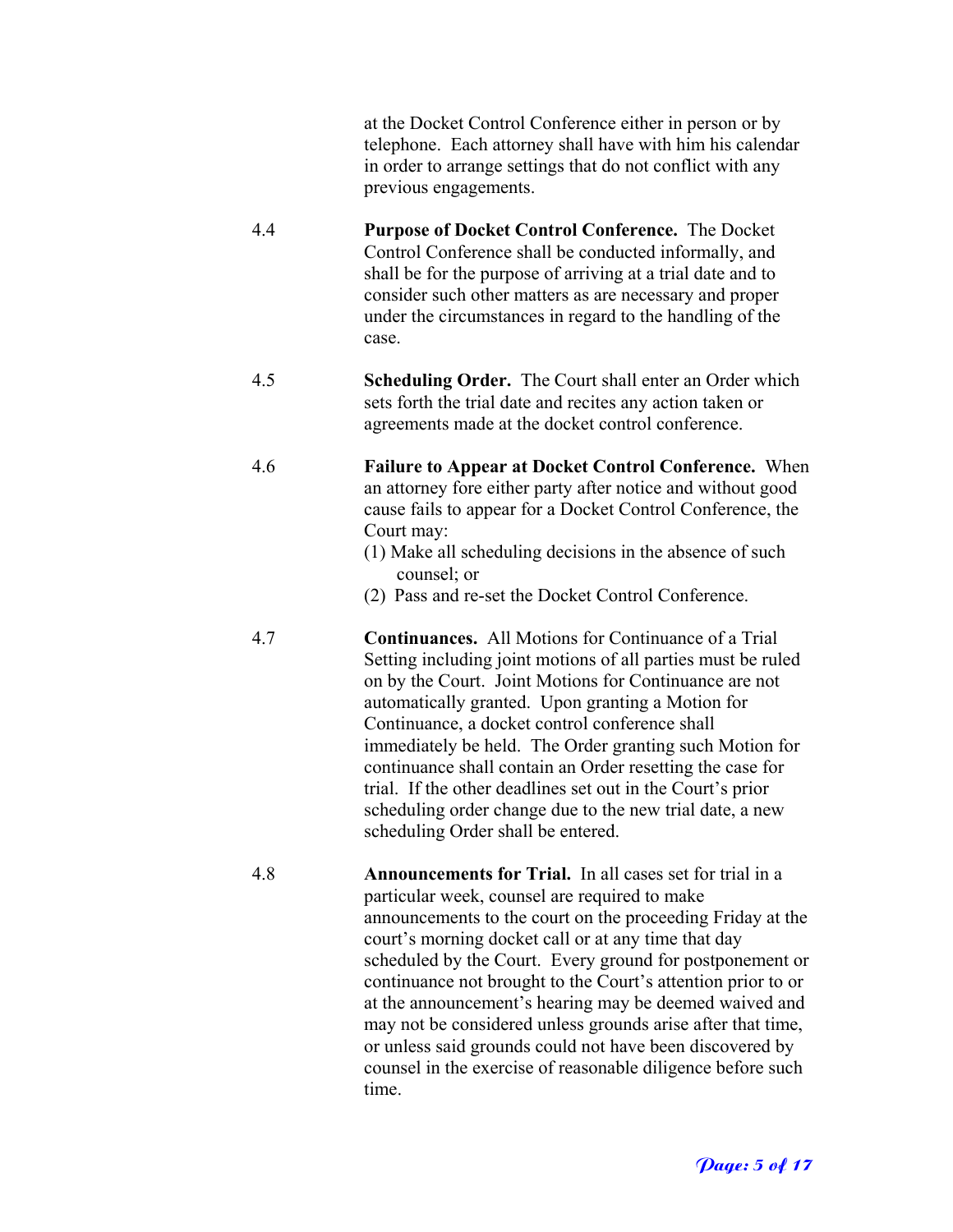at the Docket Control Conference either in person or by telephone. Each attorney shall have with him his calendar in order to arrange settings that do not conflict with any previous engagements.

4.4 **Purpose of Docket Control Conference.** The Docket Control Conference shall be conducted informally, and shall be for the purpose of arriving at a trial date and to consider such other matters as are necessary and proper under the circumstances in regard to the handling of the case.

4.5 **Scheduling Order.** The Court shall enter an Order which sets forth the trial date and recites any action taken or agreements made at the docket control conference.

4.6 **Failure to Appear at Docket Control Conference.** When an attorney fore either party after notice and without good cause fails to appear for a Docket Control Conference, the Court may:

(1) Make all scheduling decisions in the absence of such counsel; or

(2) Pass and re-set the Docket Control Conference.

4.7 **Continuances.** All Motions for Continuance of a Trial Setting including joint motions of all parties must be ruled on by the Court. Joint Motions for Continuance are not automatically granted. Upon granting a Motion for Continuance, a docket control conference shall immediately be held. The Order granting such Motion for continuance shall contain an Order resetting the case for trial. If the other deadlines set out in the Court's prior scheduling order change due to the new trial date, a new scheduling Order shall be entered.

4.8 **Announcements for Trial.** In all cases set for trial in a particular week, counsel are required to make announcements to the court on the proceeding Friday at the court's morning docket call or at any time that day scheduled by the Court. Every ground for postponement or continuance not brought to the Court's attention prior to or at the announcement's hearing may be deemed waived and may not be considered unless grounds arise after that time, or unless said grounds could not have been discovered by counsel in the exercise of reasonable diligence before such time.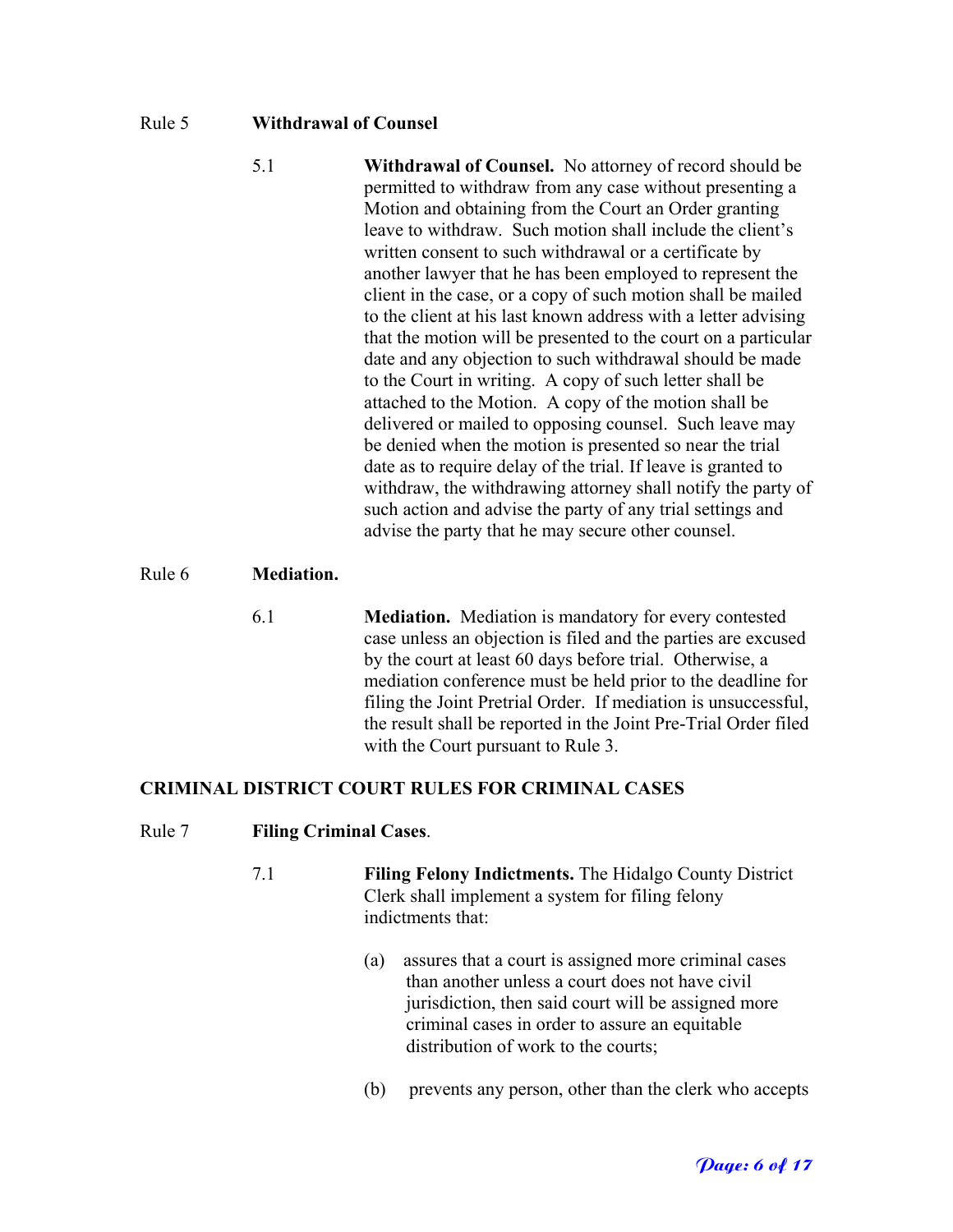Rule 5 **Withdrawal of Counsel**

5.1 **Withdrawal of Counsel.** No attorney of record should be permitted to withdraw from any case without presenting a Motion and obtaining from the Court an Order granting leave to withdraw. Such motion shall include the client's written consent to such withdrawal or a certificate by another lawyer that he has been employed to represent the client in the case, or a copy of such motion shall be mailed to the client at his last known address with a letter advising that the motion will be presented to the court on a particular date and any objection to such withdrawal should be made to the Court in writing. A copy of such letter shall be attached to the Motion. A copy of the motion shall be delivered or mailed to opposing counsel. Such leave may be denied when the motion is presented so near the trial date as to require delay of the trial. If leave is granted to withdraw, the withdrawing attorney shall notify the party of such action and advise the party of any trial settings and advise the party that he may secure other counsel.

Rule 6 **Mediation.**

6.1 **Mediation.** Mediation is mandatory for every contested case unless an objection is filed and the parties are excused by the court at least 60 days before trial. Otherwise, a mediation conference must be held prior to the deadline for filing the Joint Pretrial Order. If mediation is unsuccessful, the result shall be reported in the Joint Pre-Trial Order filed with the Court pursuant to Rule 3.

## CRIMINAL DISTRICT COURT RULES FOR CRIMINAL CASES

Rule 7 **Filing Criminal Cases**.

7.1 **Filing Felony Indictments.** The Hidalgo County District Clerk shall implement a system for filing felony indictments that:

(a) assures that a court is assigned more criminal cases than another unless a court does not have civil jurisdiction, then said court will be assigned more criminal cases in order to assure an equitable distribution of work to the courts;

(b) prevents any person, other than the clerk who accepts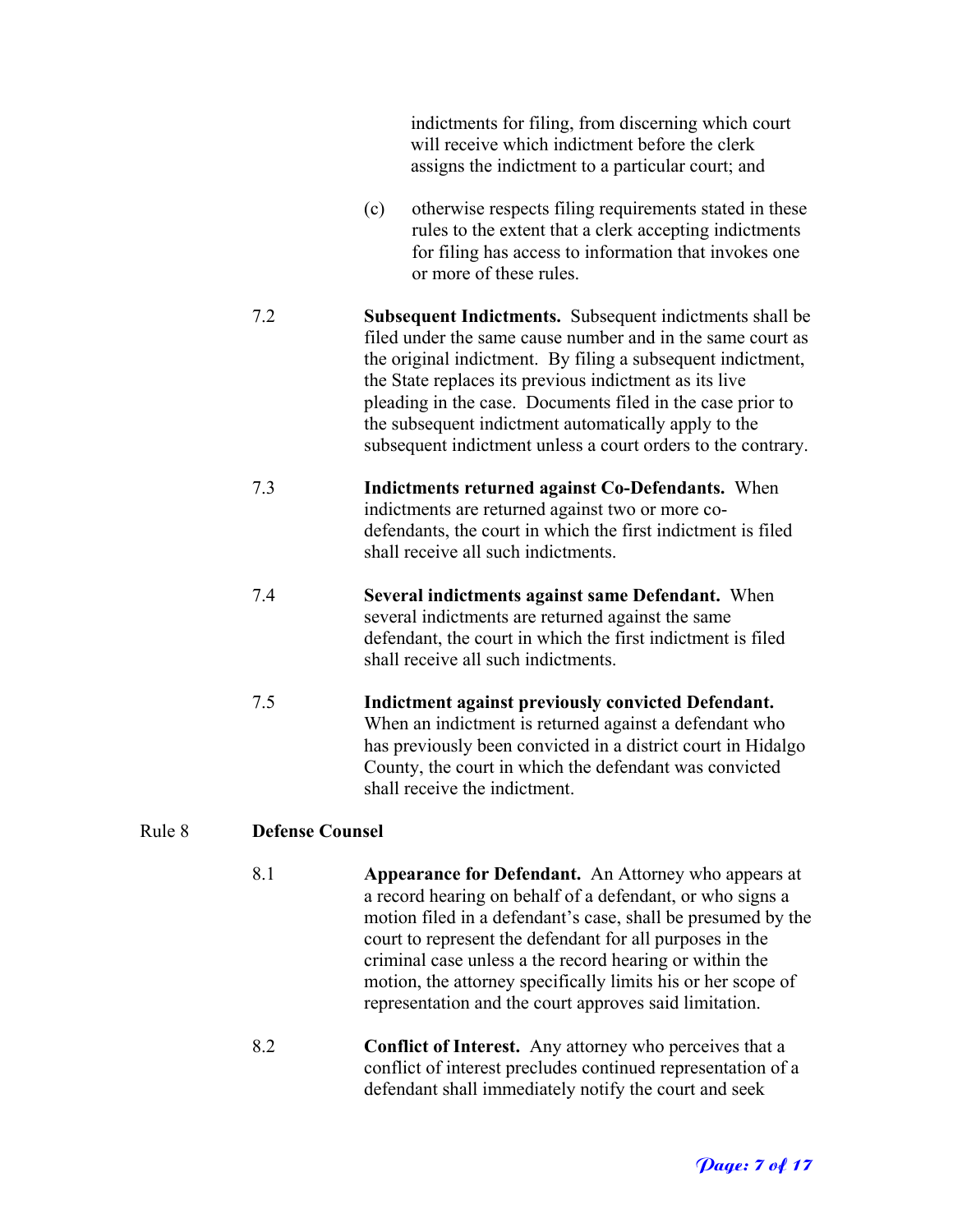indictments for filing, from discerning which court will receive which indictment before the clerk assigns the indictment to a particular court; and

(c) otherwise respects filing requirements stated in these rules to the extent that a clerk accepting indictments for filing has access to information that invokes one or more of these rules.

7.2 **Subsequent Indictments.** Subsequent indictments shall be filed under the same cause number and in the same court as the original indictment. By filing a subsequent indictment, the State replaces its previous indictment as its live pleading in the case. Documents filed in the case prior to the subsequent indictment automatically apply to the subsequent indictment unless a court orders to the contrary.

7.3 **Indictments returned against Co-Defendants.** When indictments are returned against two or more co-defendants, the court in which the first indictment is filed shall receive all such indictments.

7.4 **Several indictments against same Defendant.** When several indictments are returned against the same defendant, the court in which the first indictment is filed shall receive all such indictments.

7.5 **Indictment against previously convicted Defendant.** When an indictment is returned against a defendant who has previously been convicted in a district court in Hidalgo County, the court in which the defendant was convicted shall receive the indictment.

## Rule 8 Defense Counsel

8.1 **Appearance for Defendant.** An Attorney who appears at a record hearing on behalf of a defendant, or who signs a motion filed in a defendant's case, shall be presumed by the court to represent the defendant for all purposes in the criminal case unless a the record hearing or within the motion, the attorney specifically limits his or her scope of representation and the court approves said limitation.

8.2 **Conflict of Interest.** Any attorney who perceives that a conflict of interest precludes continued representation of a defendant shall immediately notify the court and seek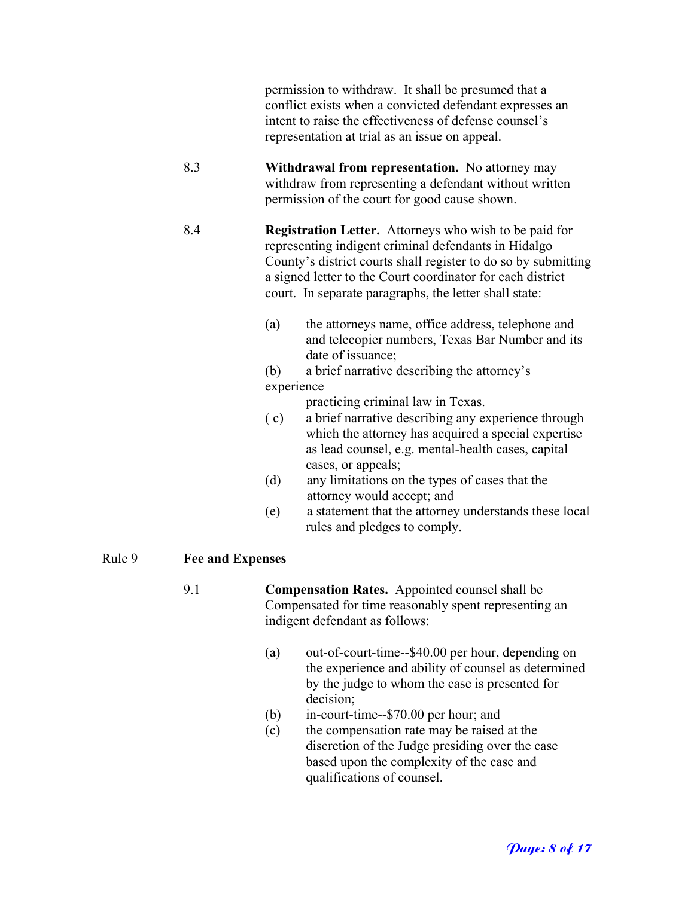permission to withdraw. It shall be presumed that a conflict exists when a convicted defendant expresses an intent to raise the effectiveness of defense counsel's representation at trial as an issue on appeal.

8.3 **Withdrawal from representation.** No attorney may withdraw from representing a defendant without written permission of the court for good cause shown.

8.4 **Registration Letter.** Attorneys who wish to be paid for representing indigent criminal defendants in Hidalgo County's district courts shall register to do so by submitting a signed letter to the Court coordinator for each district court. In separate paragraphs, the letter shall state:

(a) the attorneys name, office address, telephone and and telecopier numbers, Texas Bar Number and its date of issuance;

(b) a brief narrative describing the attorney's experience practicing criminal law in Texas.

( c) a brief narrative describing any experience through which the attorney has acquired a special expertise as lead counsel, e.g. mental-health cases, capital cases, or appeals;

(d) any limitations on the types of cases that the attorney would accept; and

(e) a statement that the attorney understands these local rules and pledges to comply.

## Rule 9 Fee and Expenses

9.1 **Compensation Rates.** Appointed counsel shall be Compensated for time reasonably spent representing an indigent defendant as follows:

(a) out-of-court-time--$40.00 per hour, depending on the experience and ability of counsel as determined by the judge to whom the case is presented for decision;

(b) in-court-time--$70.00 per hour; and

(c) the compensation rate may be raised at the discretion of the Judge presiding over the case based upon the complexity of the case and qualifications of counsel.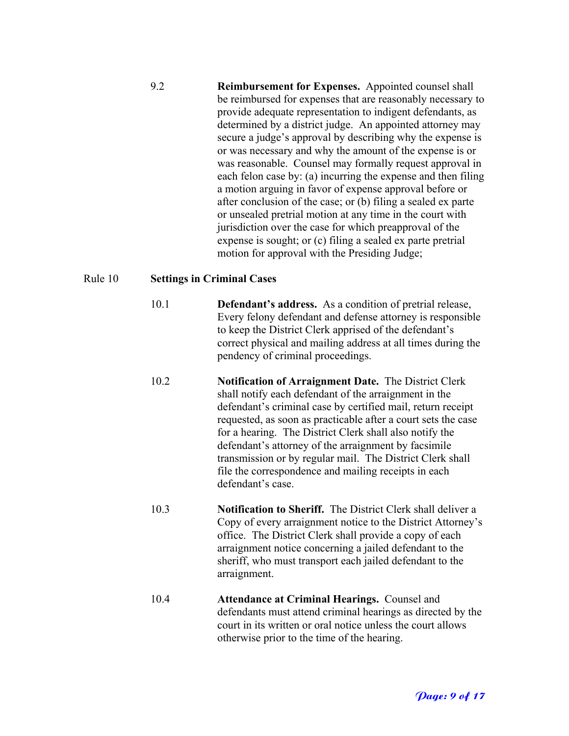9.2 **Reimbursement for Expenses.** Appointed counsel shall be reimbursed for expenses that are reasonably necessary to provide adequate representation to indigent defendants, as determined by a district judge. An appointed attorney may secure a judge's approval by describing why the expense is or was necessary and why the amount of the expense is or was reasonable. Counsel may formally request approval in each felon case by: (a) incurring the expense and then filing a motion arguing in favor of expense approval before or after conclusion of the case; or (b) filing a sealed ex parte or unsealed pretrial motion at any time in the court with jurisdiction over the case for which preapproval of the expense is sought; or (c) filing a sealed ex parte pretrial motion for approval with the Presiding Judge;

## Rule 10 Settings in Criminal Cases

10.1 **Defendant's address.** As a condition of pretrial release, Every felony defendant and defense attorney is responsible to keep the District Clerk apprised of the defendant's correct physical and mailing address at all times during the pendency of criminal proceedings.

10.2 **Notification of Arraignment Date.** The District Clerk shall notify each defendant of the arraignment in the defendant's criminal case by certified mail, return receipt requested, as soon as practicable after a court sets the case for a hearing. The District Clerk shall also notify the defendant's attorney of the arraignment by facsimile transmission or by regular mail. The District Clerk shall file the correspondence and mailing receipts in each defendant's case.

10.3 **Notification to Sheriff.** The District Clerk shall deliver a Copy of every arraignment notice to the District Attorney's office. The District Clerk shall provide a copy of each arraignment notice concerning a jailed defendant to the sheriff, who must transport each jailed defendant to the arraignment.

10.4 **Attendance at Criminal Hearings.** Counsel and defendants must attend criminal hearings as directed by the court in its written or oral notice unless the court allows otherwise prior to the time of the hearing.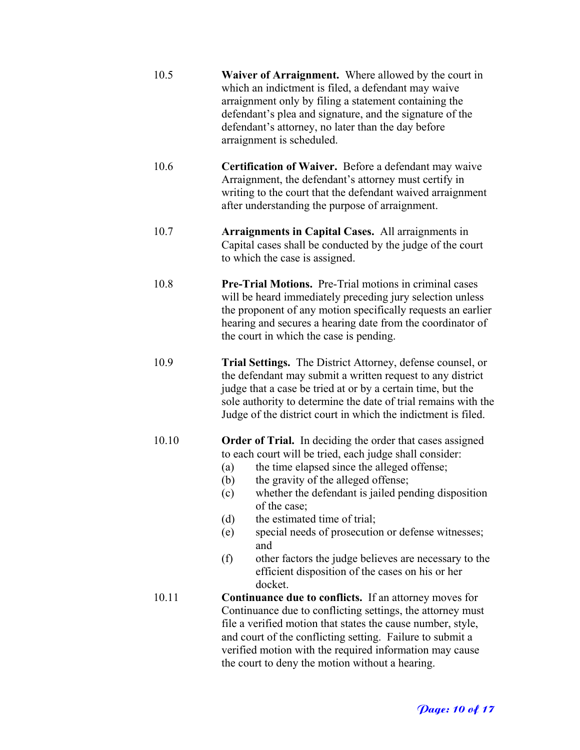10.5 **Waiver of Arraignment.** Where allowed by the court in which an indictment is filed, a defendant may waive arraignment only by filing a statement containing the defendant's plea and signature, and the signature of the defendant's attorney, no later than the day before arraignment is scheduled.

10.6 **Certification of Waiver.** Before a defendant may waive Arraignment, the defendant's attorney must certify in writing to the court that the defendant waived arraignment after understanding the purpose of arraignment.

10.7 **Arraignments in Capital Cases.** All arraignments in Capital cases shall be conducted by the judge of the court to which the case is assigned.

10.8 **Pre-Trial Motions.** Pre-Trial motions in criminal cases will be heard immediately preceding jury selection unless the proponent of any motion specifically requests an earlier hearing and secures a hearing date from the coordinator of the court in which the case is pending.

10.9 **Trial Settings.** The District Attorney, defense counsel, or the defendant may submit a written request to any district judge that a case be tried at or by a certain time, but the sole authority to determine the date of trial remains with the Judge of the district court in which the indictment is filed.

10.10 **Order of Trial.** In deciding the order that cases assigned to each court will be tried, each judge shall consider:

(a) the time elapsed since the alleged offense;
(b) the gravity of the alleged offense;
(c) whether the defendant is jailed pending disposition of the case;
(d) the estimated time of trial;
(e) special needs of prosecution or defense witnesses; and
(f) other factors the judge believes are necessary to the efficient disposition of the cases on his or her docket.

10.11 **Continuance due to conflicts.** If an attorney moves for Continuance due to conflicting settings, the attorney must file a verified motion that states the cause number, style, and court of the conflicting setting. Failure to submit a verified motion with the required information may cause the court to deny the motion without a hearing.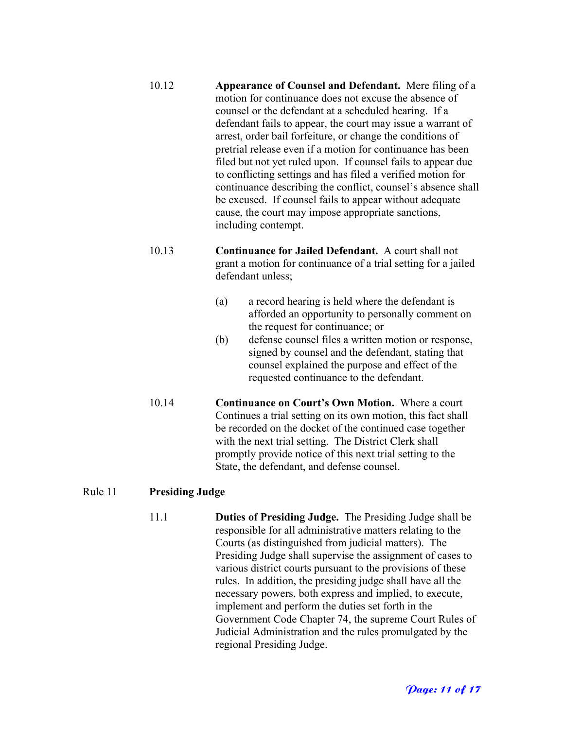10.12 **Appearance of Counsel and Defendant.** Mere filing of a motion for continuance does not excuse the absence of counsel or the defendant at a scheduled hearing. If a defendant fails to appear, the court may issue a warrant of arrest, order bail forfeiture, or change the conditions of pretrial release even if a motion for continuance has been filed but not yet ruled upon. If counsel fails to appear due to conflicting settings and has filed a verified motion for continuance describing the conflict, counsel's absence shall be excused. If counsel fails to appear without adequate cause, the court may impose appropriate sanctions, including contempt.

10.13 **Continuance for Jailed Defendant.** A court shall not grant a motion for continuance of a trial setting for a jailed defendant unless;

- (a) a record hearing is held where the defendant is afforded an opportunity to personally comment on the request for continuance; or
- (b) defense counsel files a written motion or response, signed by counsel and the defendant, stating that counsel explained the purpose and effect of the requested continuance to the defendant.

10.14 **Continuance on Court's Own Motion.** Where a court Continues a trial setting on its own motion, this fact shall be recorded on the docket of the continued case together with the next trial setting. The District Clerk shall promptly provide notice of this next trial setting to the State, the defendant, and defense counsel.

## Rule 11 Presiding Judge

11.1 **Duties of Presiding Judge.** The Presiding Judge shall be responsible for all administrative matters relating to the Courts (as distinguished from judicial matters). The Presiding Judge shall supervise the assignment of cases to various district courts pursuant to the provisions of these rules. In addition, the presiding judge shall have all the necessary powers, both express and implied, to execute, implement and perform the duties set forth in the Government Code Chapter 74, the supreme Court Rules of Judicial Administration and the rules promulgated by the regional Presiding Judge.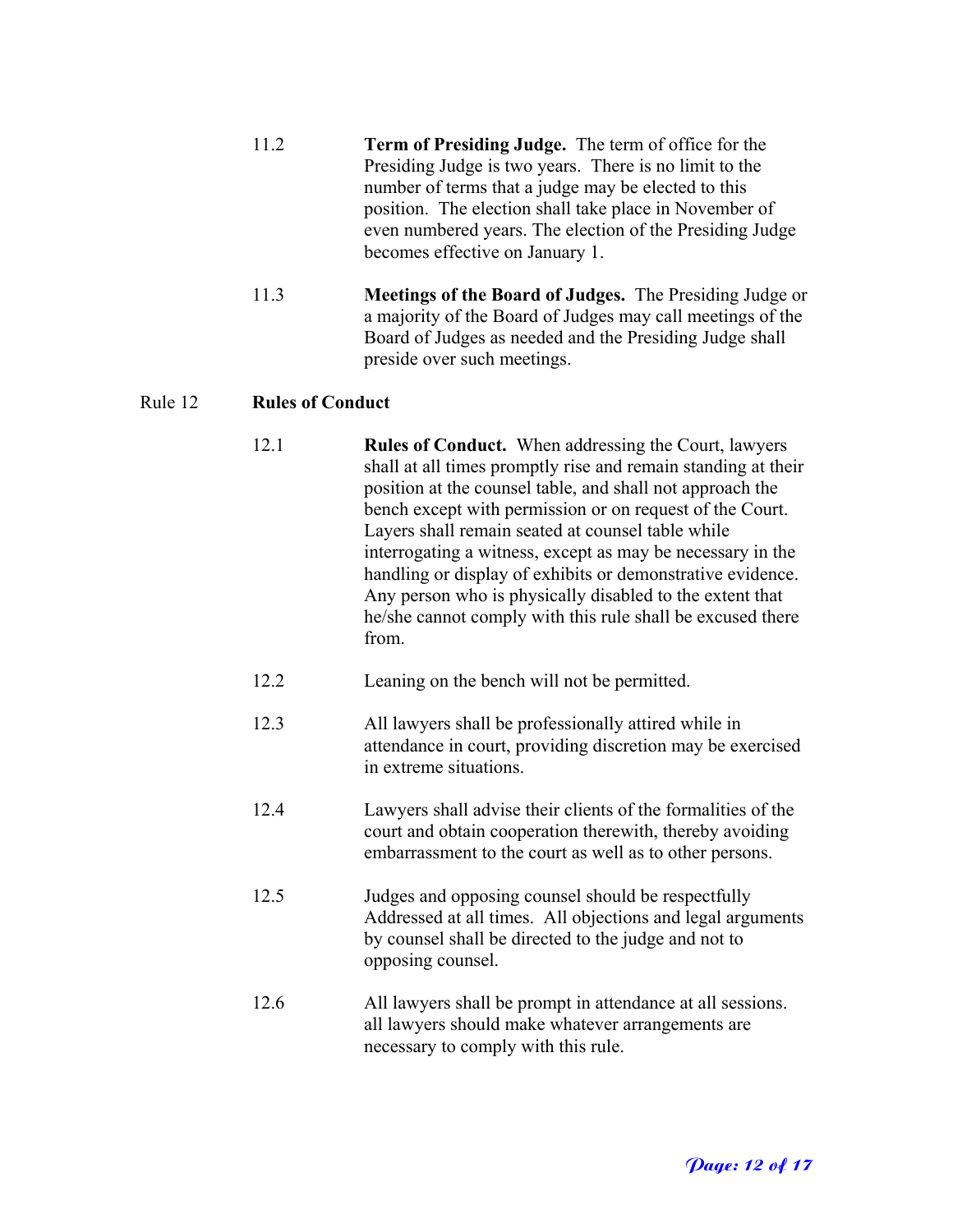11.2 **Term of Presiding Judge.** The term of office for the Presiding Judge is two years. There is no limit to the number of terms that a judge may be elected to this position. The election shall take place in November of even numbered years. The election of the Presiding Judge becomes effective on January 1.

11.3 **Meetings of the Board of Judges.** The Presiding Judge or a majority of the Board of Judges may call meetings of the Board of Judges as needed and the Presiding Judge shall preside over such meetings.

## Rule 12 **Rules of Conduct**

12.1 **Rules of Conduct.** When addressing the Court, lawyers shall at all times promptly rise and remain standing at their position at the counsel table, and shall not approach the bench except with permission or on request of the Court. Layers shall remain seated at counsel table while interrogating a witness, except as may be necessary in the handling or display of exhibits or demonstrative evidence. Any person who is physically disabled to the extent that he/she cannot comply with this rule shall be excused there from.

12.2 Leaning on the bench will not be permitted.

12.3 All lawyers shall be professionally attired while in attendance in court, providing discretion may be exercised in extreme situations.

12.4 Lawyers shall advise their clients of the formalities of the court and obtain cooperation therewith, thereby avoiding embarrassment to the court as well as to other persons.

12.5 Judges and opposing counsel should be respectfully Addressed at all times. All objections and legal arguments by counsel shall be directed to the judge and not to opposing counsel.

12.6 All lawyers shall be prompt in attendance at all sessions. all lawyers should make whatever arrangements are necessary to comply with this rule.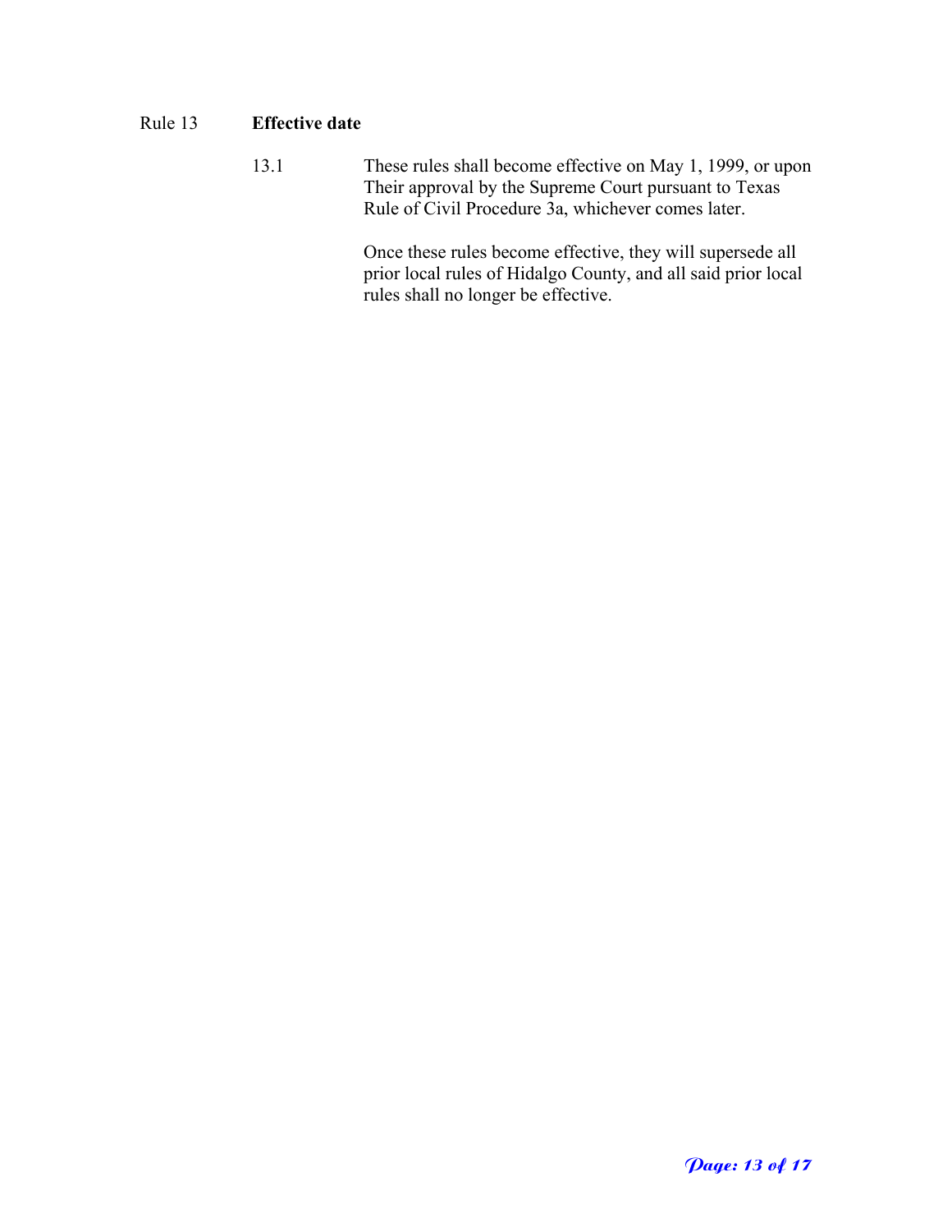Rule 13 **Effective date**

13.1 These rules shall become effective on May 1, 1999, or upon Their approval by the Supreme Court pursuant to Texas Rule of Civil Procedure 3a, whichever comes later.

Once these rules become effective, they will supersede all prior local rules of Hidalgo County, and all said prior local rules shall no longer be effective.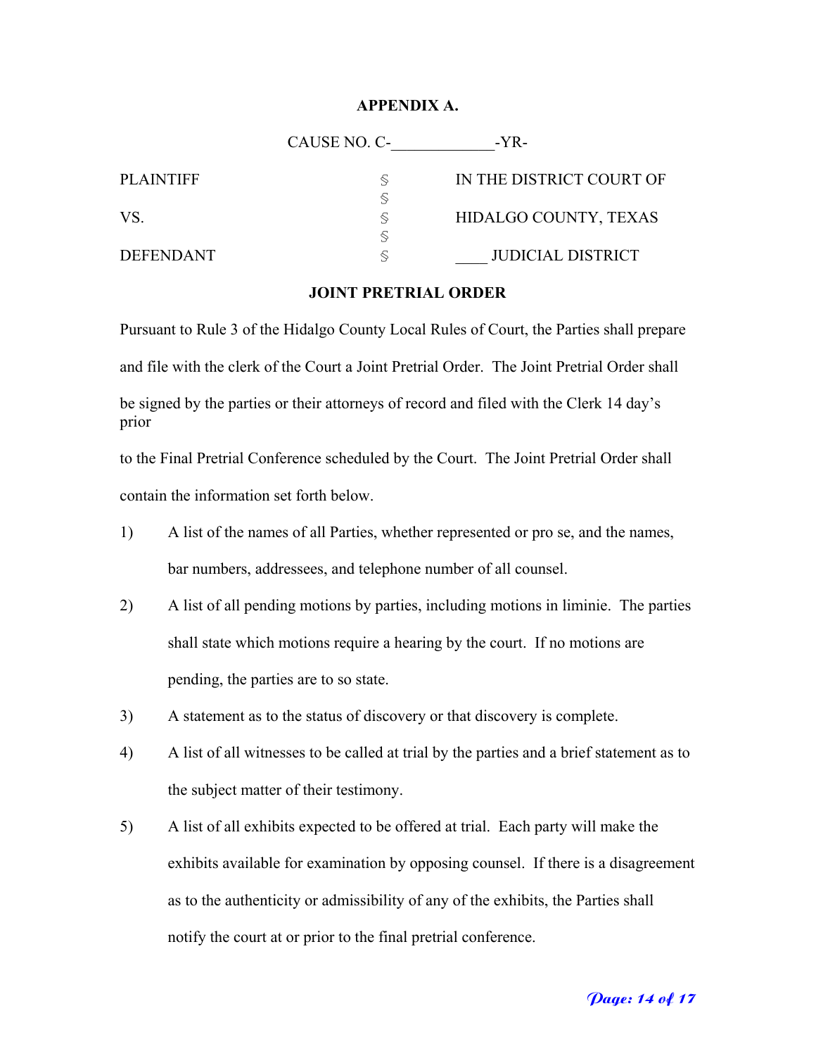**APPENDIX A.**

CAUSE NO. C-_____________-YR-

| | | |
|---|---|---|
| PLAINTIFF | § | IN THE DISTRICT COURT OF |
| | § | |
| VS. | § | HIDALGO COUNTY, TEXAS |
| | § | |
| DEFENDANT | § | ____ JUDICIAL DISTRICT |

**JOINT PRETRIAL ORDER**

Pursuant to Rule 3 of the Hidalgo County Local Rules of Court, the Parties shall prepare and file with the clerk of the Court a Joint Pretrial Order. The Joint Pretrial Order shall be signed by the parties or their attorneys of record and filed with the Clerk 14 day's prior to the Final Pretrial Conference scheduled by the Court. The Joint Pretrial Order shall contain the information set forth below.

1) A list of the names of all Parties, whether represented or pro se, and the names, bar numbers, addressees, and telephone number of all counsel.

2) A list of all pending motions by parties, including motions in liminie. The parties shall state which motions require a hearing by the court. If no motions are pending, the parties are to so state.

3) A statement as to the status of discovery or that discovery is complete.

4) A list of all witnesses to be called at trial by the parties and a brief statement as to the subject matter of their testimony.

5) A list of all exhibits expected to be offered at trial. Each party will make the exhibits available for examination by opposing counsel. If there is a disagreement as to the authenticity or admissibility of any of the exhibits, the Parties shall notify the court at or prior to the final pretrial conference.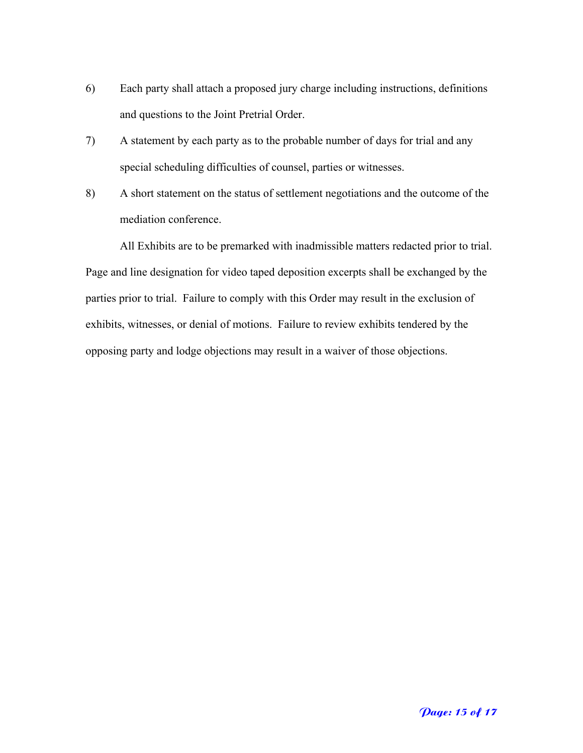6) Each party shall attach a proposed jury charge including instructions, definitions and questions to the Joint Pretrial Order.

7) A statement by each party as to the probable number of days for trial and any special scheduling difficulties of counsel, parties or witnesses.

8) A short statement on the status of settlement negotiations and the outcome of the mediation conference.

All Exhibits are to be premarked with inadmissible matters redacted prior to trial. Page and line designation for video taped deposition excerpts shall be exchanged by the parties prior to trial. Failure to comply with this Order may result in the exclusion of exhibits, witnesses, or denial of motions. Failure to review exhibits tendered by the opposing party and lodge objections may result in a waiver of those objections.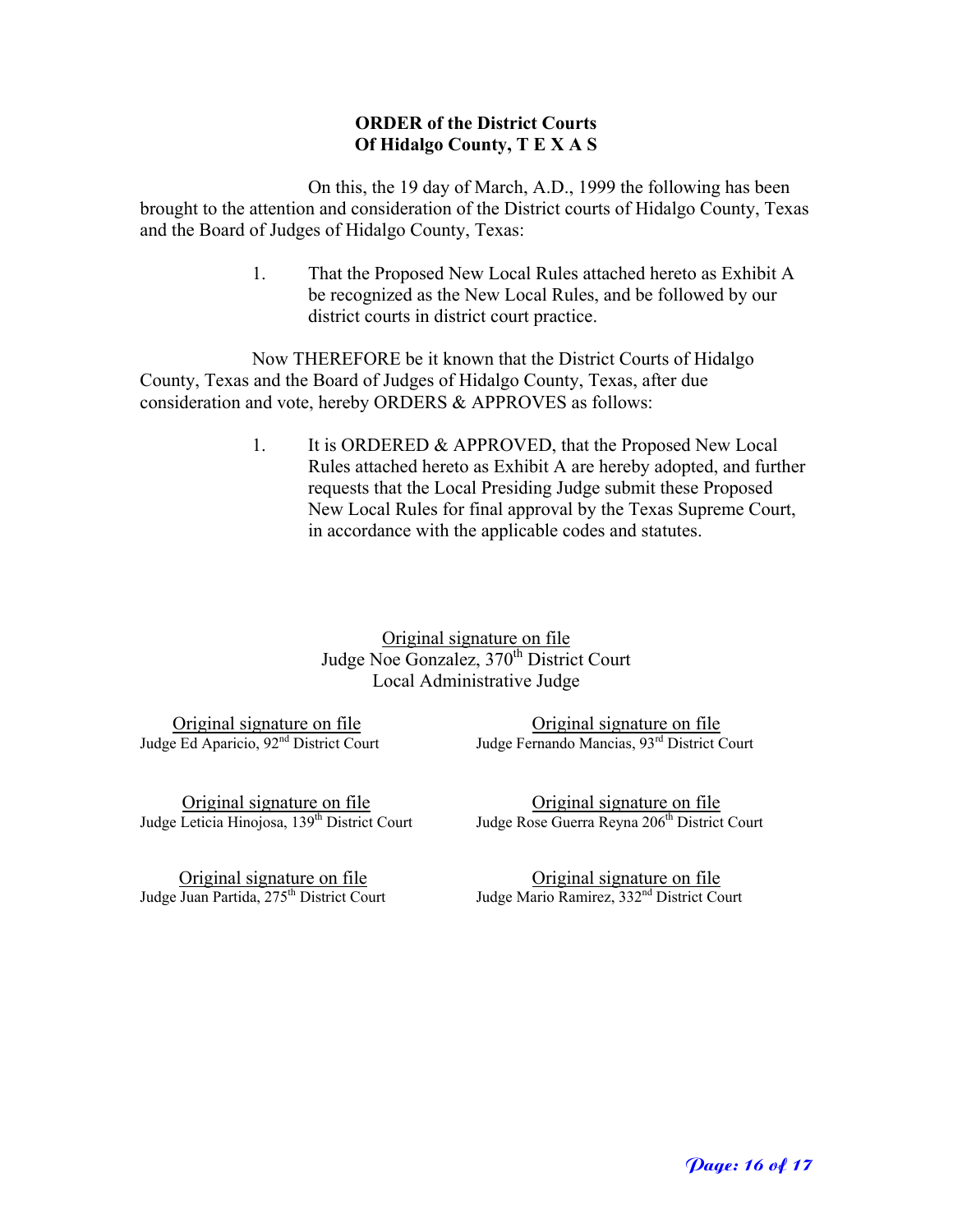**ORDER of the District Courts**
**Of Hidalgo County, T E X A S**

On this, the 19 day of March, A.D., 1999 the following has been brought to the attention and consideration of the District courts of Hidalgo County, Texas and the Board of Judges of Hidalgo County, Texas:

1. That the Proposed New Local Rules attached hereto as Exhibit A be recognized as the New Local Rules, and be followed by our district courts in district court practice.

Now THEREFORE be it known that the District Courts of Hidalgo County, Texas and the Board of Judges of Hidalgo County, Texas, after due consideration and vote, hereby ORDERS & APPROVES as follows:

1. It is ORDERED & APPROVED, that the Proposed New Local Rules attached hereto as Exhibit A are hereby adopted, and further requests that the Local Presiding Judge submit these Proposed New Local Rules for final approval by the Texas Supreme Court, in accordance with the applicable codes and statutes.

Original signature on file
Judge Noe Gonzalez, 370th District Court
Local Administrative Judge

Original signature on file
Judge Ed Aparicio, 92nd District Court

Original signature on file
Judge Fernando Mancias, 93rd District Court

Original signature on file
Judge Leticia Hinojosa, 139th District Court

Original signature on file
Judge Rose Guerra Reyna 206th District Court

Original signature on file
Judge Juan Partida, 275th District Court

Original signature on file
Judge Mario Ramirez, 332nd District Court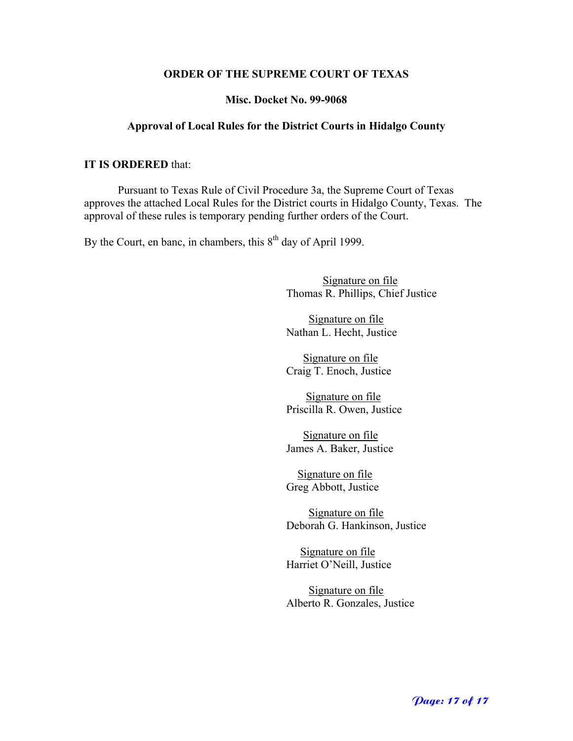**ORDER OF THE SUPREME COURT OF TEXAS**

**Misc. Docket No. 99-9068**

**Approval of Local Rules for the District Courts in Hidalgo County**

**IT IS ORDERED** that:

Pursuant to Texas Rule of Civil Procedure 3a, the Supreme Court of Texas approves the attached Local Rules for the District courts in Hidalgo County, Texas. The approval of these rules is temporary pending further orders of the Court.

By the Court, en banc, in chambers, this 8th day of April 1999.

Signature on file
Thomas R. Phillips, Chief Justice

Signature on file
Nathan L. Hecht, Justice

Signature on file
Craig T. Enoch, Justice

Signature on file
Priscilla R. Owen, Justice

Signature on file
James A. Baker, Justice

Signature on file
Greg Abbott, Justice

Signature on file
Deborah G. Hankinson, Justice

Signature on file
Harriet O'Neill, Justice

Signature on file
Alberto R. Gonzales, Justice